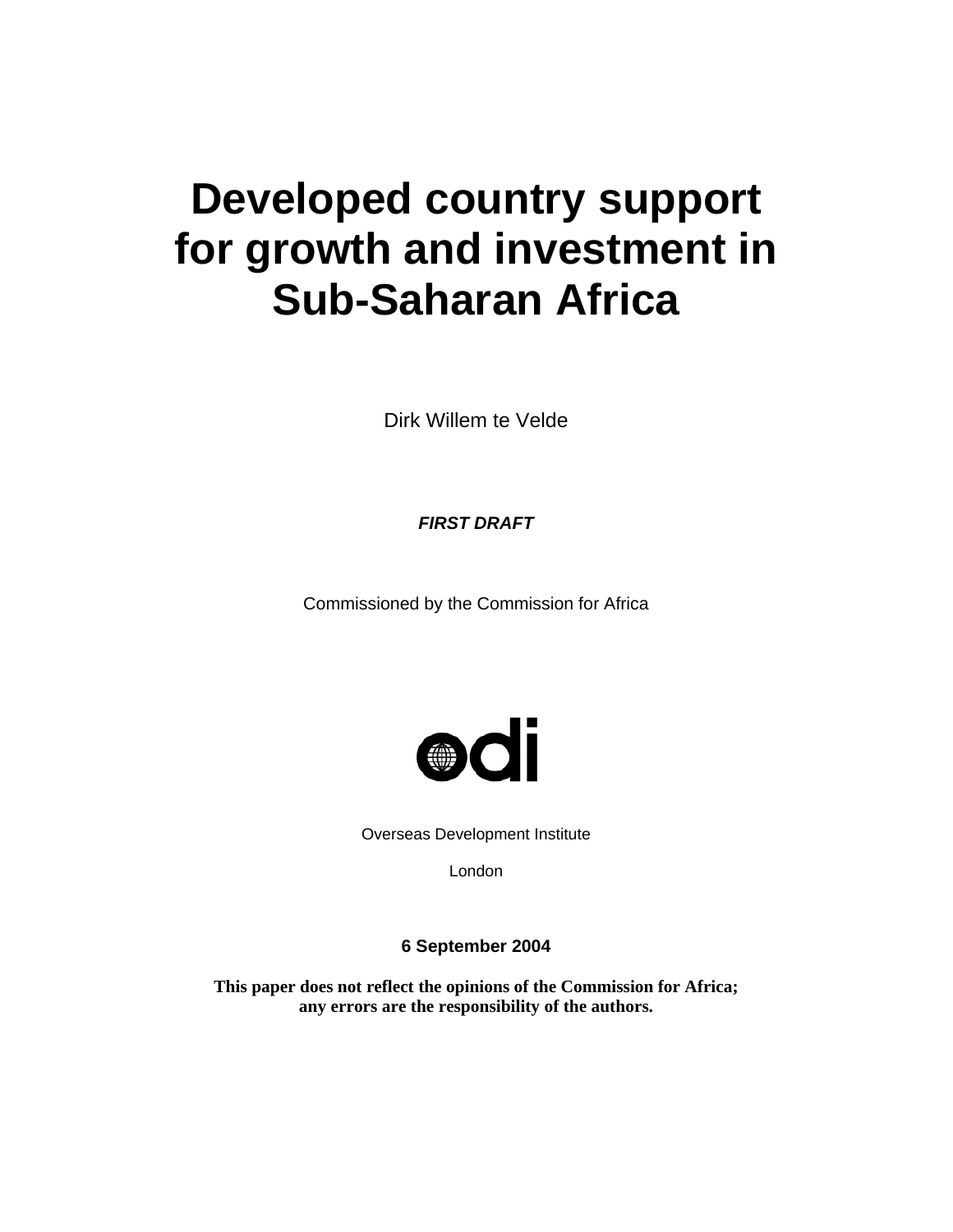# Developed country support for growth and investment in Sub-Saharan Africa

Dirk Willem te Velde

***FIRST DRAFT***

Commissioned by the Commission for Africa

odi

Overseas Development Institute

London

**6 September 2004**

**This paper does not reflect the opinions of the Commission for Africa; any errors are the responsibility of the authors.**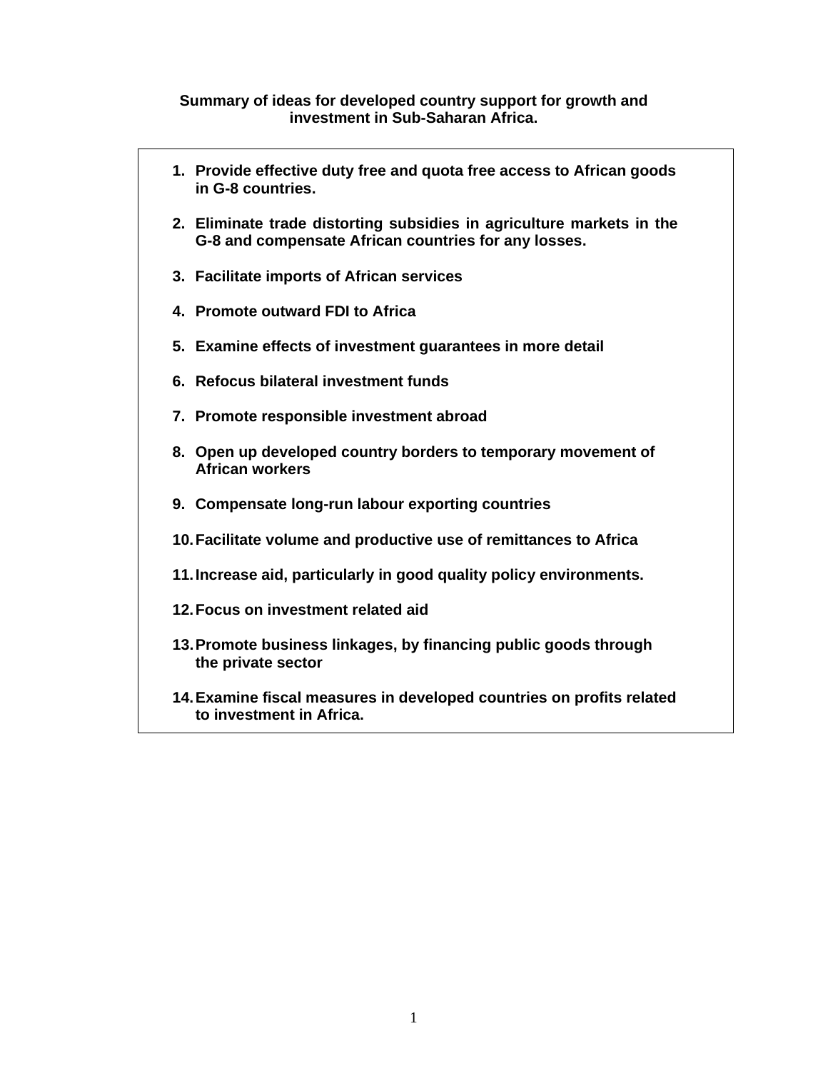**Summary of ideas for developed country support for growth and investment in Sub-Saharan Africa.**

1. **Provide effective duty free and quota free access to African goods in G-8 countries.**
2. **Eliminate trade distorting subsidies in agriculture markets in the G-8 and compensate African countries for any losses.**
3. **Facilitate imports of African services**
4. **Promote outward FDI to Africa**
5. **Examine effects of investment guarantees in more detail**
6. **Refocus bilateral investment funds**
7. **Promote responsible investment abroad**
8. **Open up developed country borders to temporary movement of African workers**
9. **Compensate long-run labour exporting countries**
10. **Facilitate volume and productive use of remittances to Africa**
11. **Increase aid, particularly in good quality policy environments.**
12. **Focus on investment related aid**
13. **Promote business linkages, by financing public goods through the private sector**
14. **Examine fiscal measures in developed countries on profits related to investment in Africa.**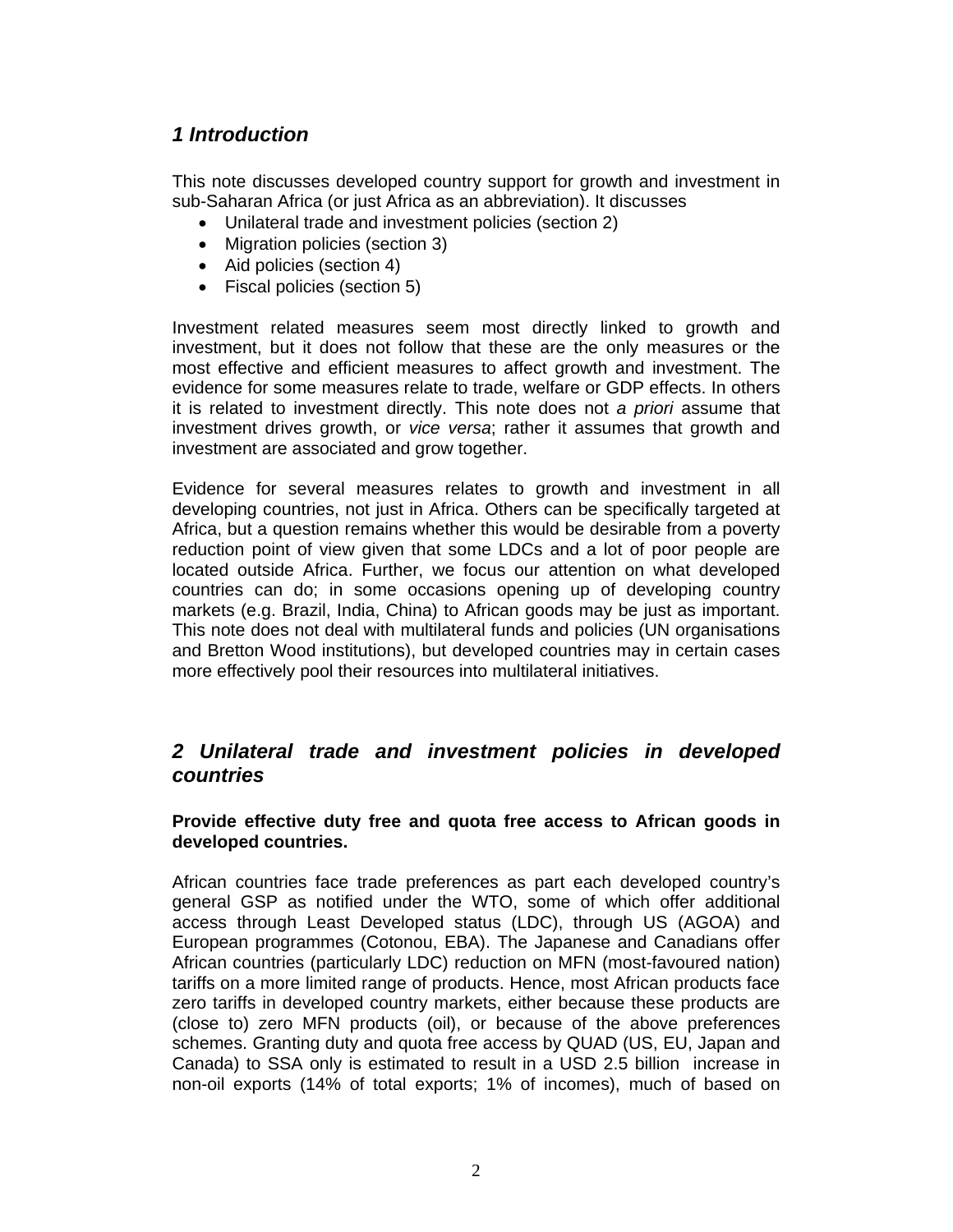# 1 Introduction

This note discusses developed country support for growth and investment in sub-Saharan Africa (or just Africa as an abbreviation). It discusses

- Unilateral trade and investment policies (section 2)
- Migration policies (section 3)
- Aid policies (section 4)
- Fiscal policies (section 5)

Investment related measures seem most directly linked to growth and investment, but it does not follow that these are the only measures or the most effective and efficient measures to affect growth and investment. The evidence for some measures relate to trade, welfare or GDP effects. In others it is related to investment directly. This note does not *a priori* assume that investment drives growth, or *vice versa*; rather it assumes that growth and investment are associated and grow together.

Evidence for several measures relates to growth and investment in all developing countries, not just in Africa. Others can be specifically targeted at Africa, but a question remains whether this would be desirable from a poverty reduction point of view given that some LDCs and a lot of poor people are located outside Africa. Further, we focus our attention on what developed countries can do; in some occasions opening up of developing country markets (e.g. Brazil, India, China) to African goods may be just as important. This note does not deal with multilateral funds and policies (UN organisations and Bretton Wood institutions), but developed countries may in certain cases more effectively pool their resources into multilateral initiatives.

# 2 Unilateral trade and investment policies in developed countries

**Provide effective duty free and quota free access to African goods in developed countries.**

African countries face trade preferences as part each developed country's general GSP as notified under the WTO, some of which offer additional access through Least Developed status (LDC), through US (AGOA) and European programmes (Cotonou, EBA). The Japanese and Canadians offer African countries (particularly LDC) reduction on MFN (most-favoured nation) tariffs on a more limited range of products. Hence, most African products face zero tariffs in developed country markets, either because these products are (close to) zero MFN products (oil), or because of the above preferences schemes. Granting duty and quota free access by QUAD (US, EU, Japan and Canada) to SSA only is estimated to result in a USD 2.5 billion increase in non-oil exports (14% of total exports; 1% of incomes), much of based on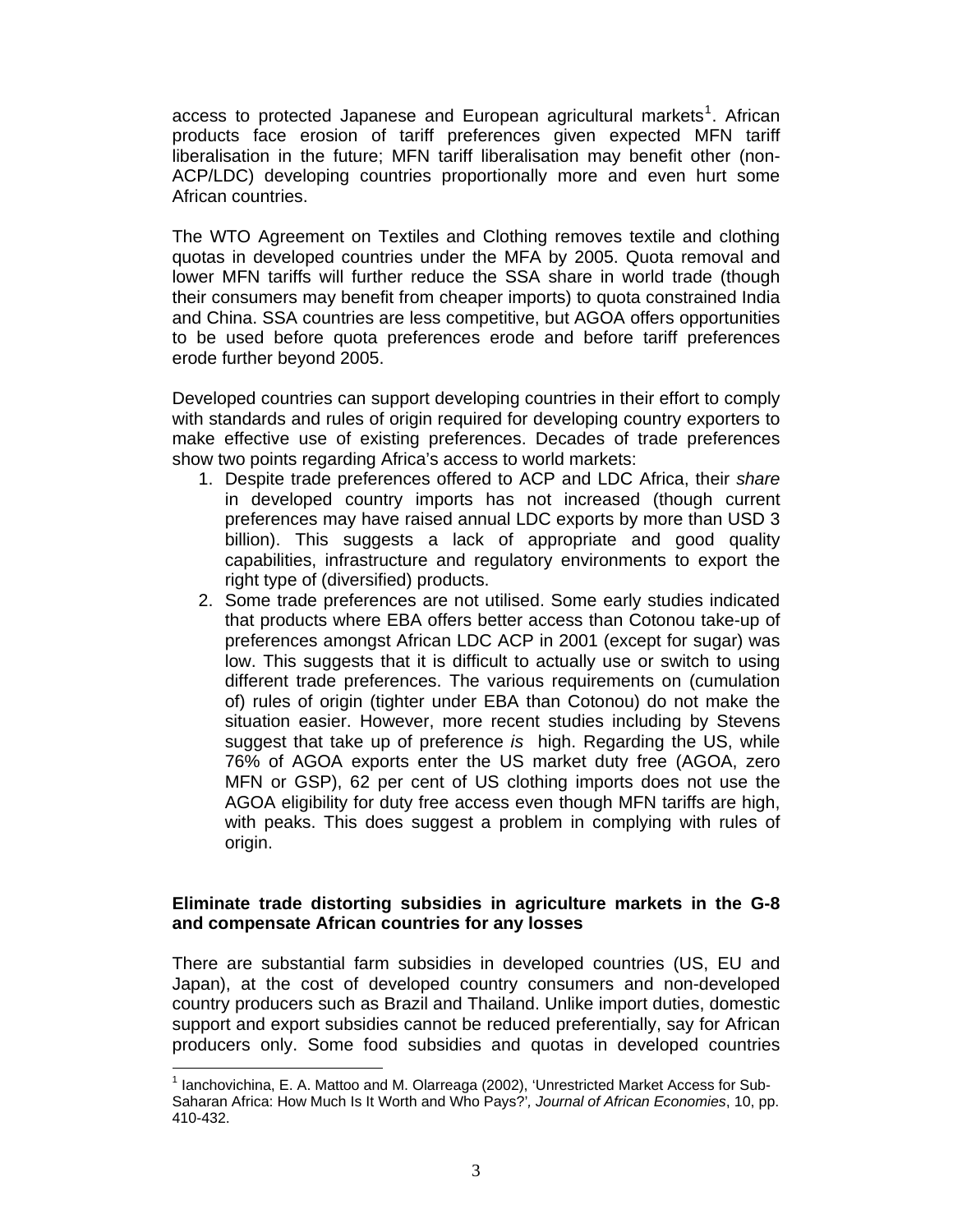access to protected Japanese and European agricultural markets[1]. African products face erosion of tariff preferences given expected MFN tariff liberalisation in the future; MFN tariff liberalisation may benefit other (non-ACP/LDC) developing countries proportionally more and even hurt some African countries.

The WTO Agreement on Textiles and Clothing removes textile and clothing quotas in developed countries under the MFA by 2005. Quota removal and lower MFN tariffs will further reduce the SSA share in world trade (though their consumers may benefit from cheaper imports) to quota constrained India and China. SSA countries are less competitive, but AGOA offers opportunities to be used before quota preferences erode and before tariff preferences erode further beyond 2005.

Developed countries can support developing countries in their effort to comply with standards and rules of origin required for developing country exporters to make effective use of existing preferences. Decades of trade preferences show two points regarding Africa's access to world markets:

1. Despite trade preferences offered to ACP and LDC Africa, their *share* in developed country imports has not increased (though current preferences may have raised annual LDC exports by more than USD 3 billion). This suggests a lack of appropriate and good quality capabilities, infrastructure and regulatory environments to export the right type of (diversified) products.
2. Some trade preferences are not utilised. Some early studies indicated that products where EBA offers better access than Cotonou take-up of preferences amongst African LDC ACP in 2001 (except for sugar) was low. This suggests that it is difficult to actually use or switch to using different trade preferences. The various requirements on (cumulation of) rules of origin (tighter under EBA than Cotonou) do not make the situation easier. However, more recent studies including by Stevens suggest that take up of preference *is* high. Regarding the US, while 76% of AGOA exports enter the US market duty free (AGOA, zero MFN or GSP), 62 per cent of US clothing imports does not use the AGOA eligibility for duty free access even though MFN tariffs are high, with peaks. This does suggest a problem in complying with rules of origin.

**Eliminate trade distorting subsidies in agriculture markets in the G-8 and compensate African countries for any losses**

There are substantial farm subsidies in developed countries (US, EU and Japan), at the cost of developed country consumers and non-developed country producers such as Brazil and Thailand. Unlike import duties, domestic support and export subsidies cannot be reduced preferentially, say for African producers only. Some food subsidies and quotas in developed countries

[1] Ianchovichina, E. A. Mattoo and M. Olarreaga (2002), 'Unrestricted Market Access for Sub-Saharan Africa: How Much Is It Worth and Who Pays?', *Journal of African Economies*, 10, pp. 410-432.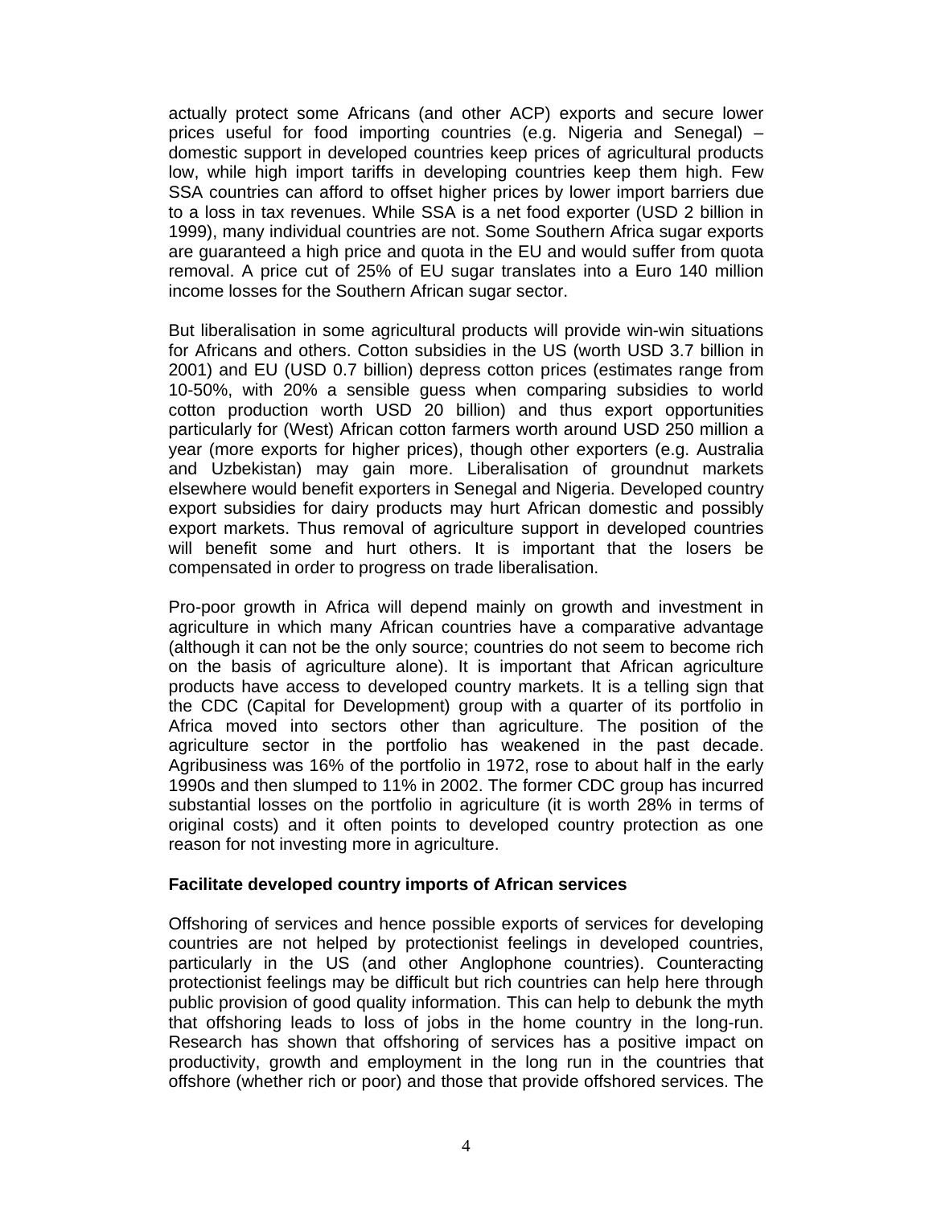actually protect some Africans (and other ACP) exports and secure lower prices useful for food importing countries (e.g. Nigeria and Senegal) – domestic support in developed countries keep prices of agricultural products low, while high import tariffs in developing countries keep them high. Few SSA countries can afford to offset higher prices by lower import barriers due to a loss in tax revenues. While SSA is a net food exporter (USD 2 billion in 1999), many individual countries are not. Some Southern Africa sugar exports are guaranteed a high price and quota in the EU and would suffer from quota removal. A price cut of 25% of EU sugar translates into a Euro 140 million income losses for the Southern African sugar sector.

But liberalisation in some agricultural products will provide win-win situations for Africans and others. Cotton subsidies in the US (worth USD 3.7 billion in 2001) and EU (USD 0.7 billion) depress cotton prices (estimates range from 10-50%, with 20% a sensible guess when comparing subsidies to world cotton production worth USD 20 billion) and thus export opportunities particularly for (West) African cotton farmers worth around USD 250 million a year (more exports for higher prices), though other exporters (e.g. Australia and Uzbekistan) may gain more. Liberalisation of groundnut markets elsewhere would benefit exporters in Senegal and Nigeria. Developed country export subsidies for dairy products may hurt African domestic and possibly export markets. Thus removal of agriculture support in developed countries will benefit some and hurt others. It is important that the losers be compensated in order to progress on trade liberalisation.

Pro-poor growth in Africa will depend mainly on growth and investment in agriculture in which many African countries have a comparative advantage (although it can not be the only source; countries do not seem to become rich on the basis of agriculture alone). It is important that African agriculture products have access to developed country markets. It is a telling sign that the CDC (Capital for Development) group with a quarter of its portfolio in Africa moved into sectors other than agriculture. The position of the agriculture sector in the portfolio has weakened in the past decade. Agribusiness was 16% of the portfolio in 1972, rose to about half in the early 1990s and then slumped to 11% in 2002. The former CDC group has incurred substantial losses on the portfolio in agriculture (it is worth 28% in terms of original costs) and it often points to developed country protection as one reason for not investing more in agriculture.

**Facilitate developed country imports of African services**

Offshoring of services and hence possible exports of services for developing countries are not helped by protectionist feelings in developed countries, particularly in the US (and other Anglophone countries). Counteracting protectionist feelings may be difficult but rich countries can help here through public provision of good quality information. This can help to debunk the myth that offshoring leads to loss of jobs in the home country in the long-run. Research has shown that offshoring of services has a positive impact on productivity, growth and employment in the long run in the countries that offshore (whether rich or poor) and those that provide offshored services. The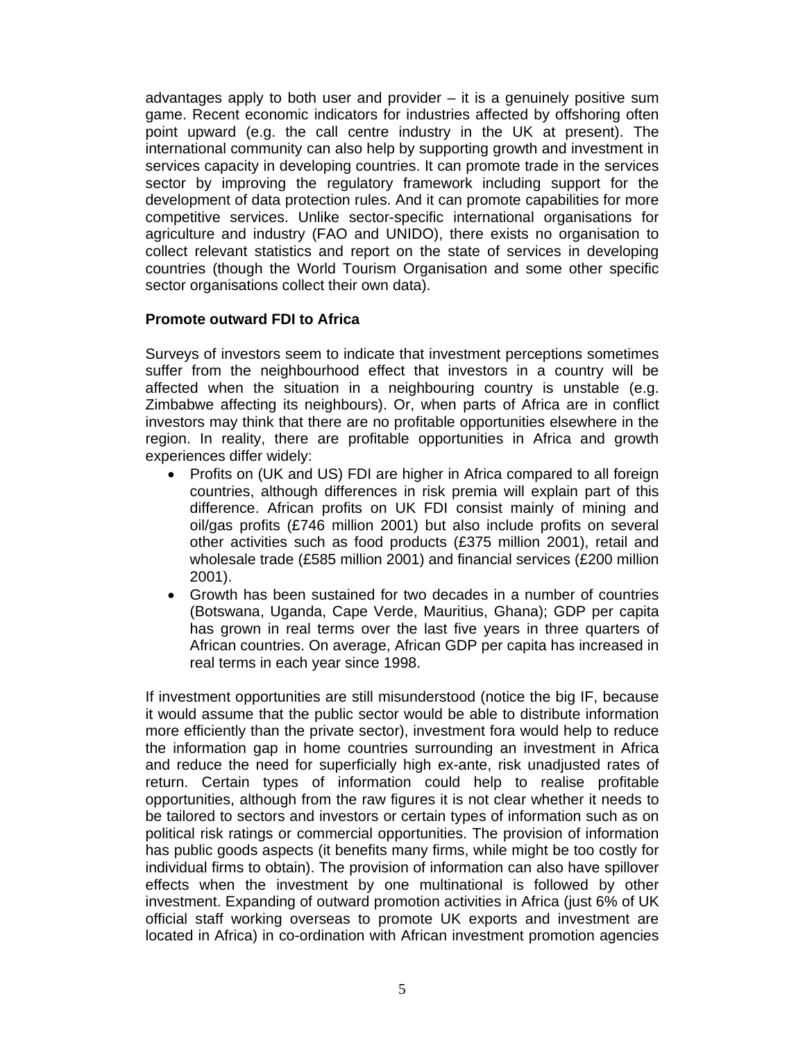advantages apply to both user and provider – it is a genuinely positive sum game. Recent economic indicators for industries affected by offshoring often point upward (e.g. the call centre industry in the UK at present). The international community can also help by supporting growth and investment in services capacity in developing countries. It can promote trade in the services sector by improving the regulatory framework including support for the development of data protection rules. And it can promote capabilities for more competitive services. Unlike sector-specific international organisations for agriculture and industry (FAO and UNIDO), there exists no organisation to collect relevant statistics and report on the state of services in developing countries (though the World Tourism Organisation and some other specific sector organisations collect their own data).

**Promote outward FDI to Africa**

Surveys of investors seem to indicate that investment perceptions sometimes suffer from the neighbourhood effect that investors in a country will be affected when the situation in a neighbouring country is unstable (e.g. Zimbabwe affecting its neighbours). Or, when parts of Africa are in conflict investors may think that there are no profitable opportunities elsewhere in the region. In reality, there are profitable opportunities in Africa and growth experiences differ widely:

- Profits on (UK and US) FDI are higher in Africa compared to all foreign countries, although differences in risk premia will explain part of this difference. African profits on UK FDI consist mainly of mining and oil/gas profits (£746 million 2001) but also include profits on several other activities such as food products (£375 million 2001), retail and wholesale trade (£585 million 2001) and financial services (£200 million 2001).
- Growth has been sustained for two decades in a number of countries (Botswana, Uganda, Cape Verde, Mauritius, Ghana); GDP per capita has grown in real terms over the last five years in three quarters of African countries. On average, African GDP per capita has increased in real terms in each year since 1998.

If investment opportunities are still misunderstood (notice the big IF, because it would assume that the public sector would be able to distribute information more efficiently than the private sector), investment fora would help to reduce the information gap in home countries surrounding an investment in Africa and reduce the need for superficially high ex-ante, risk unadjusted rates of return. Certain types of information could help to realise profitable opportunities, although from the raw figures it is not clear whether it needs to be tailored to sectors and investors or certain types of information such as on political risk ratings or commercial opportunities. The provision of information has public goods aspects (it benefits many firms, while might be too costly for individual firms to obtain). The provision of information can also have spillover effects when the investment by one multinational is followed by other investment. Expanding of outward promotion activities in Africa (just 6% of UK official staff working overseas to promote UK exports and investment are located in Africa) in co-ordination with African investment promotion agencies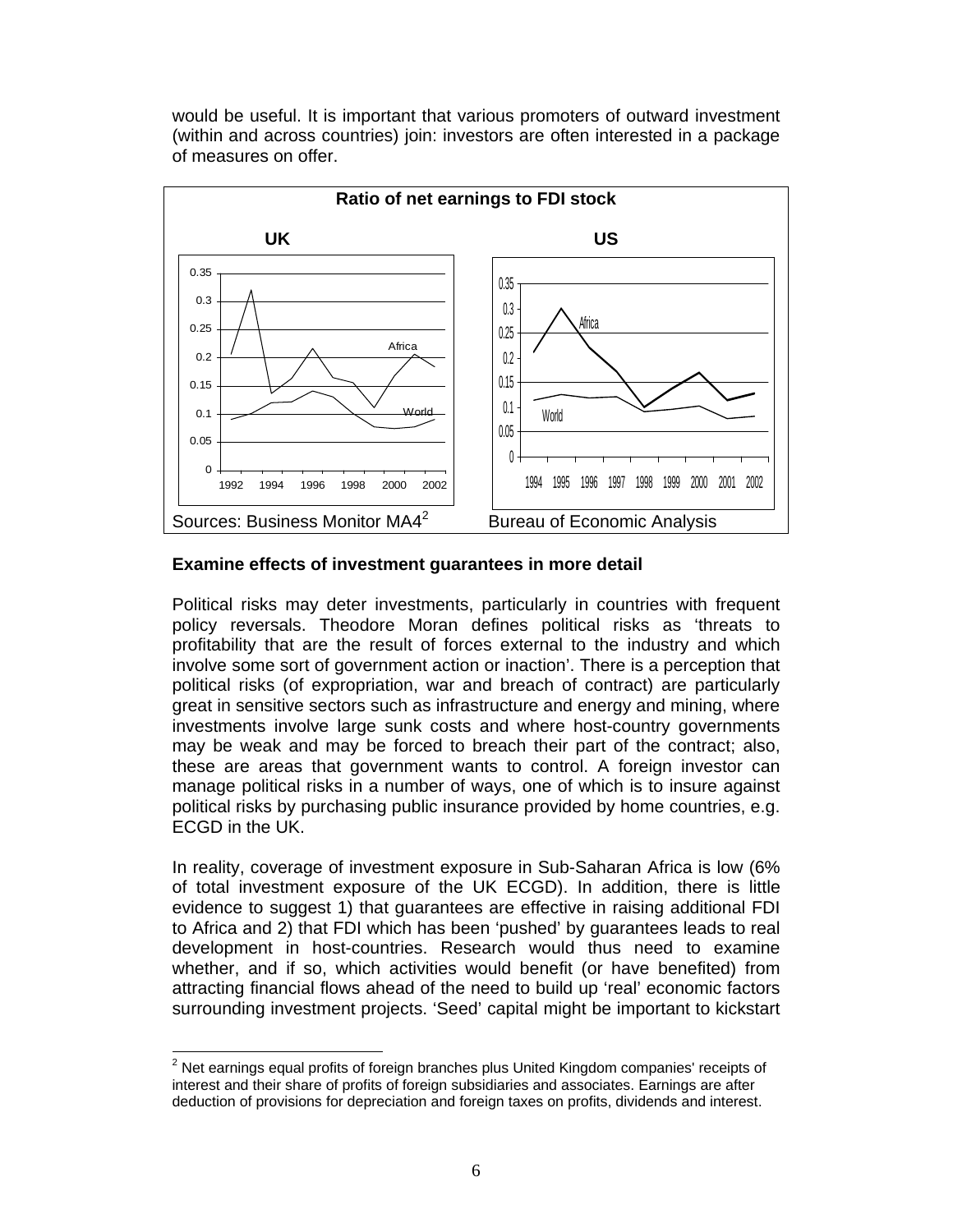would be useful. It is important that various promoters of outward investment (within and across countries) join: investors are often interested in a package of measures on offer.

**Ratio of net earnings to FDI stock**

**UK** | **US**

Sources: Business Monitor MA4[2] | Bureau of Economic Analysis

### Examine effects of investment guarantees in more detail

Political risks may deter investments, particularly in countries with frequent policy reversals. Theodore Moran defines political risks as 'threats to profitability that are the result of forces external to the industry and which involve some sort of government action or inaction'. There is a perception that political risks (of expropriation, war and breach of contract) are particularly great in sensitive sectors such as infrastructure and energy and mining, where investments involve large sunk costs and where host-country governments may be weak and may be forced to breach their part of the contract; also, these are areas that government wants to control. A foreign investor can manage political risks in a number of ways, one of which is to insure against political risks by purchasing public insurance provided by home countries, e.g. ECGD in the UK.

In reality, coverage of investment exposure in Sub-Saharan Africa is low (6% of total investment exposure of the UK ECGD). In addition, there is little evidence to suggest 1) that guarantees are effective in raising additional FDI to Africa and 2) that FDI which has been 'pushed' by guarantees leads to real development in host-countries. Research would thus need to examine whether, and if so, which activities would benefit (or have benefited) from attracting financial flows ahead of the need to build up 'real' economic factors surrounding investment projects. 'Seed' capital might be important to kickstart

[2] Net earnings equal profits of foreign branches plus United Kingdom companies' receipts of interest and their share of profits of foreign subsidiaries and associates. Earnings are after deduction of provisions for depreciation and foreign taxes on profits, dividends and interest.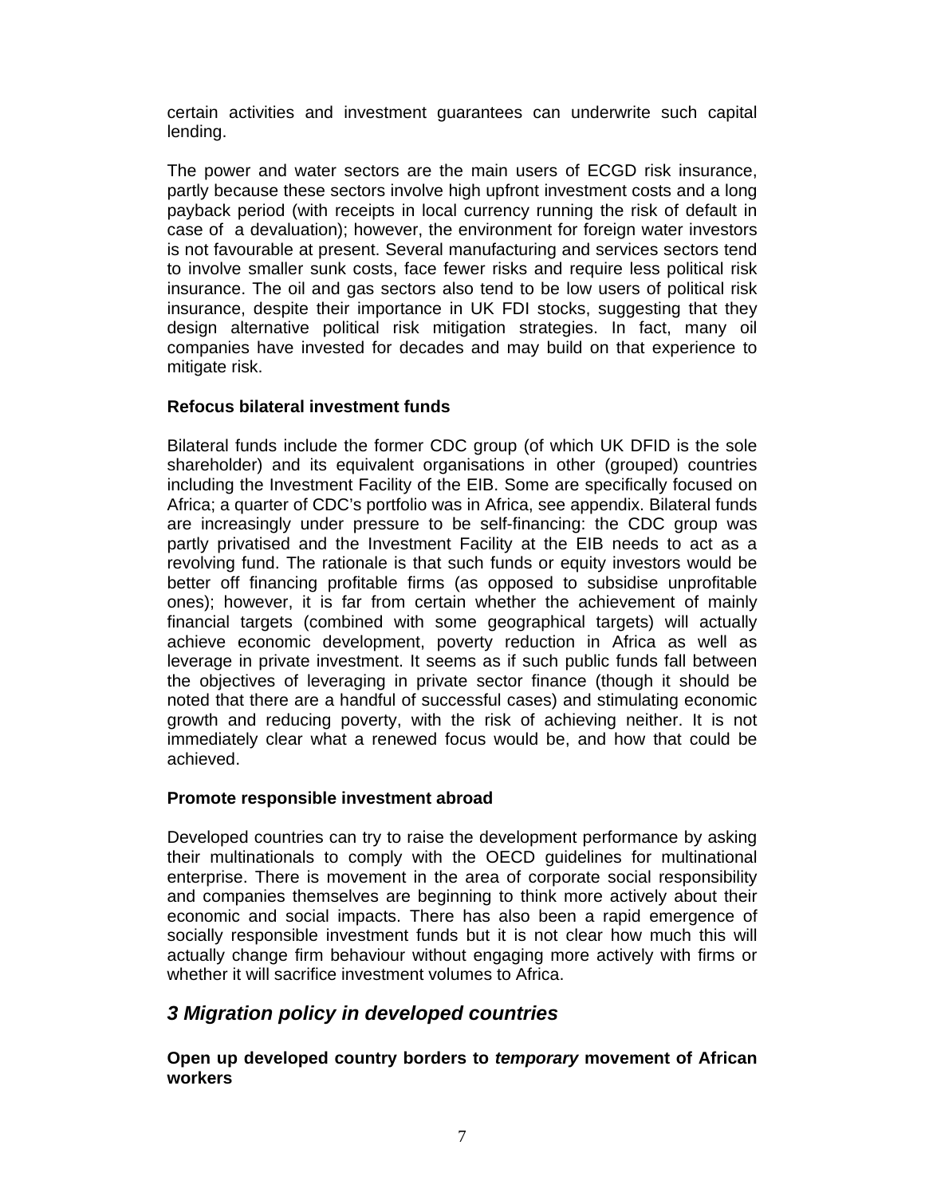certain activities and investment guarantees can underwrite such capital lending.

The power and water sectors are the main users of ECGD risk insurance, partly because these sectors involve high upfront investment costs and a long payback period (with receipts in local currency running the risk of default in case of a devaluation); however, the environment for foreign water investors is not favourable at present. Several manufacturing and services sectors tend to involve smaller sunk costs, face fewer risks and require less political risk insurance. The oil and gas sectors also tend to be low users of political risk insurance, despite their importance in UK FDI stocks, suggesting that they design alternative political risk mitigation strategies. In fact, many oil companies have invested for decades and may build on that experience to mitigate risk.

**Refocus bilateral investment funds**

Bilateral funds include the former CDC group (of which UK DFID is the sole shareholder) and its equivalent organisations in other (grouped) countries including the Investment Facility of the EIB. Some are specifically focused on Africa; a quarter of CDC's portfolio was in Africa, see appendix. Bilateral funds are increasingly under pressure to be self-financing: the CDC group was partly privatised and the Investment Facility at the EIB needs to act as a revolving fund. The rationale is that such funds or equity investors would be better off financing profitable firms (as opposed to subsidise unprofitable ones); however, it is far from certain whether the achievement of mainly financial targets (combined with some geographical targets) will actually achieve economic development, poverty reduction in Africa as well as leverage in private investment. It seems as if such public funds fall between the objectives of leveraging in private sector finance (though it should be noted that there are a handful of successful cases) and stimulating economic growth and reducing poverty, with the risk of achieving neither. It is not immediately clear what a renewed focus would be, and how that could be achieved.

**Promote responsible investment abroad**

Developed countries can try to raise the development performance by asking their multinationals to comply with the OECD guidelines for multinational enterprise. There is movement in the area of corporate social responsibility and companies themselves are beginning to think more actively about their economic and social impacts. There has also been a rapid emergence of socially responsible investment funds but it is not clear how much this will actually change firm behaviour without engaging more actively with firms or whether it will sacrifice investment volumes to Africa.

## *3 Migration policy in developed countries*

**Open up developed country borders to *temporary* movement of African workers**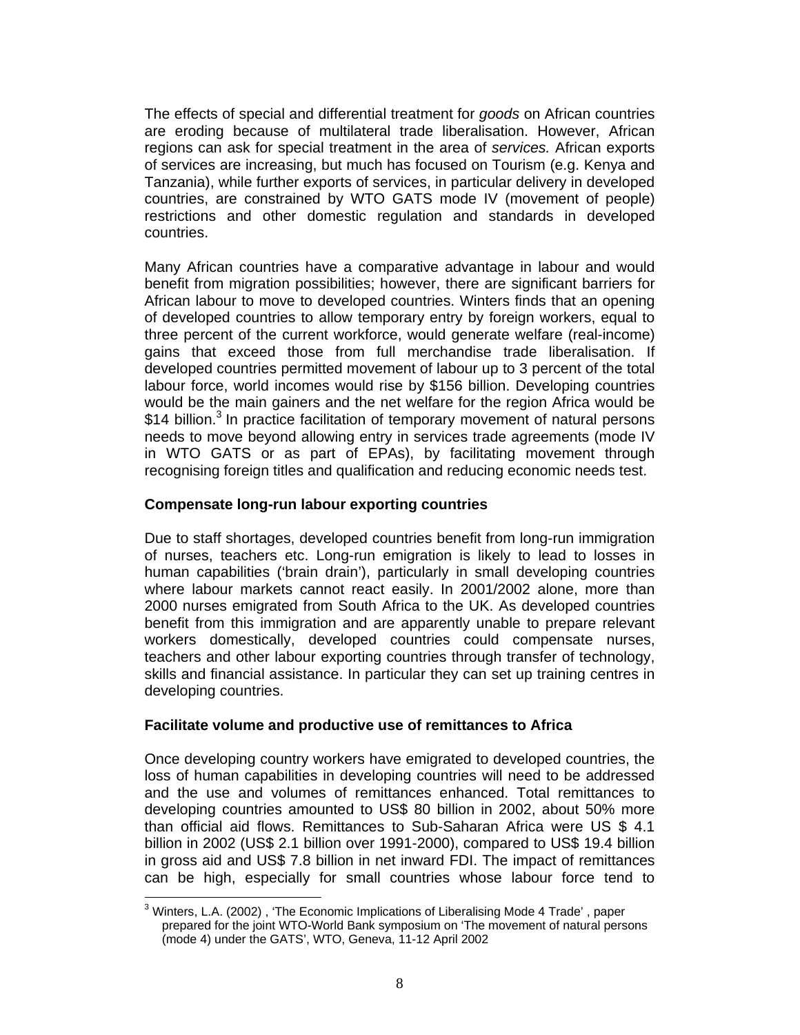The effects of special and differential treatment for *goods* on African countries are eroding because of multilateral trade liberalisation. However, African regions can ask for special treatment in the area of *services.* African exports of services are increasing, but much has focused on Tourism (e.g. Kenya and Tanzania), while further exports of services, in particular delivery in developed countries, are constrained by WTO GATS mode IV (movement of people) restrictions and other domestic regulation and standards in developed countries.

Many African countries have a comparative advantage in labour and would benefit from migration possibilities; however, there are significant barriers for African labour to move to developed countries. Winters finds that an opening of developed countries to allow temporary entry by foreign workers, equal to three percent of the current workforce, would generate welfare (real-income) gains that exceed those from full merchandise trade liberalisation. If developed countries permitted movement of labour up to 3 percent of the total labour force, world incomes would rise by $156 billion. Developing countries would be the main gainers and the net welfare for the region Africa would be $14 billion.[3] In practice facilitation of temporary movement of natural persons needs to move beyond allowing entry in services trade agreements (mode IV in WTO GATS or as part of EPAs), by facilitating movement through recognising foreign titles and qualification and reducing economic needs test.

**Compensate long-run labour exporting countries**

Due to staff shortages, developed countries benefit from long-run immigration of nurses, teachers etc. Long-run emigration is likely to lead to losses in human capabilities ('brain drain'), particularly in small developing countries where labour markets cannot react easily. In 2001/2002 alone, more than 2000 nurses emigrated from South Africa to the UK. As developed countries benefit from this immigration and are apparently unable to prepare relevant workers domestically, developed countries could compensate nurses, teachers and other labour exporting countries through transfer of technology, skills and financial assistance. In particular they can set up training centres in developing countries.

**Facilitate volume and productive use of remittances to Africa**

Once developing country workers have emigrated to developed countries, the loss of human capabilities in developing countries will need to be addressed and the use and volumes of remittances enhanced. Total remittances to developing countries amounted to US$ 80 billion in 2002, about 50% more than official aid flows. Remittances to Sub-Saharan Africa were US $ 4.1 billion in 2002 (US$ 2.1 billion over 1991-2000), compared to US$ 19.4 billion in gross aid and US$ 7.8 billion in net inward FDI. The impact of remittances can be high, especially for small countries whose labour force tend to

[3] Winters, L.A. (2002) , 'The Economic Implications of Liberalising Mode 4 Trade' , paper prepared for the joint WTO-World Bank symposium on 'The movement of natural persons (mode 4) under the GATS', WTO, Geneva, 11-12 April 2002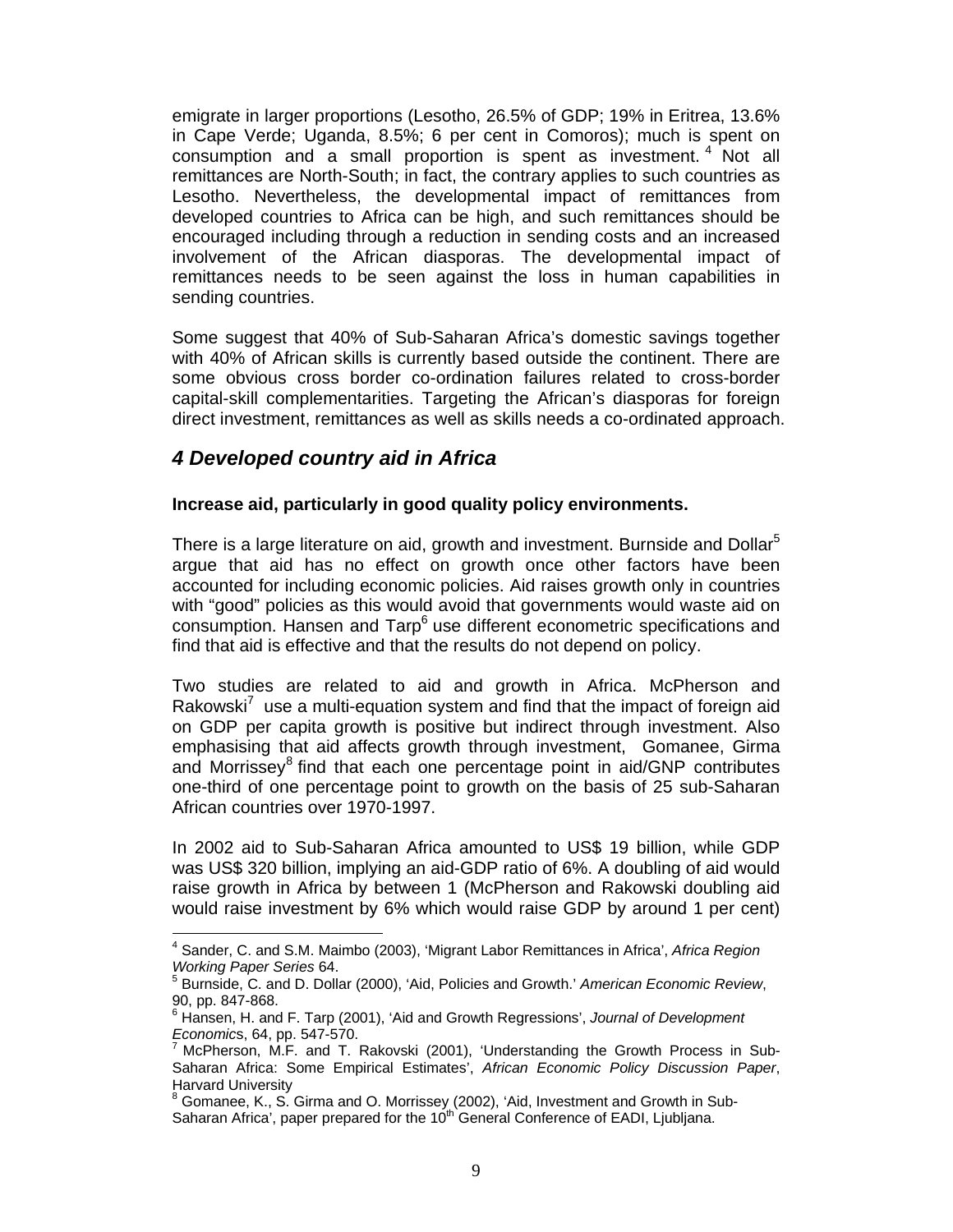emigrate in larger proportions (Lesotho, 26.5% of GDP; 19% in Eritrea, 13.6% in Cape Verde; Uganda, 8.5%; 6 per cent in Comoros); much is spent on consumption and a small proportion is spent as investment.[4] Not all remittances are North-South; in fact, the contrary applies to such countries as Lesotho. Nevertheless, the developmental impact of remittances from developed countries to Africa can be high, and such remittances should be encouraged including through a reduction in sending costs and an increased involvement of the African diasporas. The developmental impact of remittances needs to be seen against the loss in human capabilities in sending countries.

Some suggest that 40% of Sub-Saharan Africa's domestic savings together with 40% of African skills is currently based outside the continent. There are some obvious cross border co-ordination failures related to cross-border capital-skill complementarities. Targeting the African's diasporas for foreign direct investment, remittances as well as skills needs a co-ordinated approach.

## *4 Developed country aid in Africa*

**Increase aid, particularly in good quality policy environments.**

There is a large literature on aid, growth and investment. Burnside and Dollar[5] argue that aid has no effect on growth once other factors have been accounted for including economic policies. Aid raises growth only in countries with "good" policies as this would avoid that governments would waste aid on consumption. Hansen and Tarp[6] use different econometric specifications and find that aid is effective and that the results do not depend on policy.

Two studies are related to aid and growth in Africa. McPherson and Rakowski[7] use a multi-equation system and find that the impact of foreign aid on GDP per capita growth is positive but indirect through investment. Also emphasising that aid affects growth through investment, Gomanee, Girma and Morrissey[8] find that each one percentage point in aid/GNP contributes one-third of one percentage point to growth on the basis of 25 sub-Saharan African countries over 1970-1997.

In 2002 aid to Sub-Saharan Africa amounted to US$ 19 billion, while GDP was US$ 320 billion, implying an aid-GDP ratio of 6%. A doubling of aid would raise growth in Africa by between 1 (McPherson and Rakowski doubling aid would raise investment by 6% which would raise GDP by around 1 per cent)

---

[4] Sander, C. and S.M. Maimbo (2003), 'Migrant Labor Remittances in Africa', *Africa Region Working Paper Series* 64.

[5] Burnside, C. and D. Dollar (2000), 'Aid, Policies and Growth.' *American Economic Review*, 90, pp. 847-868.

[6] Hansen, H. and F. Tarp (2001), 'Aid and Growth Regressions', *Journal of Development Economics*, 64, pp. 547-570.

[7] McPherson, M.F. and T. Rakovski (2001), 'Understanding the Growth Process in Sub-Saharan Africa: Some Empirical Estimates', *African Economic Policy Discussion Paper*, Harvard University

[8] Gomanee, K., S. Girma and O. Morrissey (2002), 'Aid, Investment and Growth in Sub-Saharan Africa', paper prepared for the 10th General Conference of EADI, Ljubljana.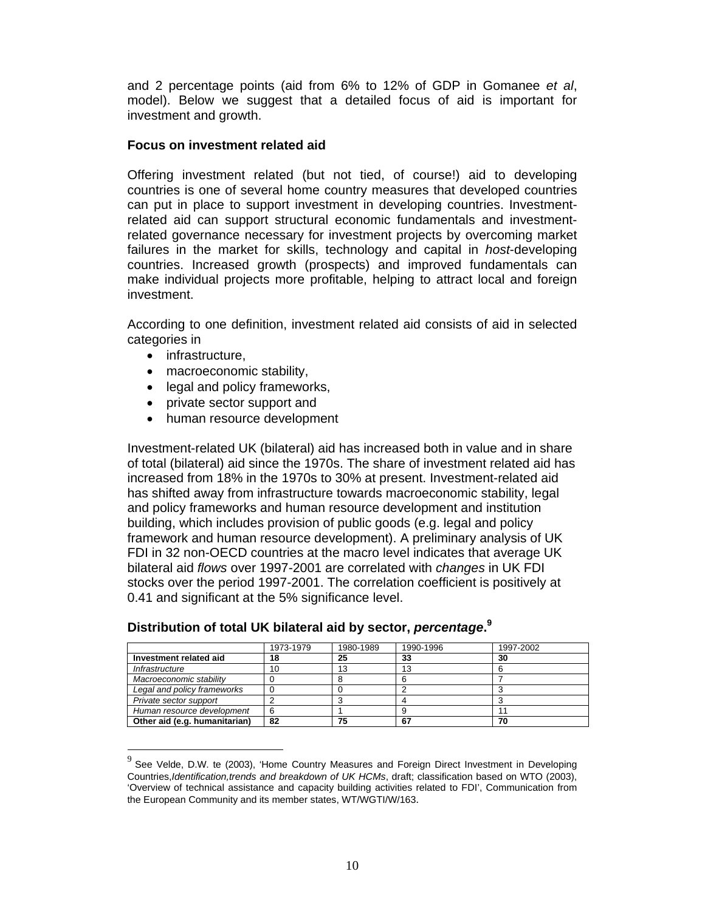and 2 percentage points (aid from 6% to 12% of GDP in Gomanee *et al*, model). Below we suggest that a detailed focus of aid is important for investment and growth.

### Focus on investment related aid

Offering investment related (but not tied, of course!) aid to developing countries is one of several home country measures that developed countries can put in place to support investment in developing countries. Investment-related aid can support structural economic fundamentals and investment-related governance necessary for investment projects by overcoming market failures in the market for skills, technology and capital in *host*-developing countries. Increased growth (prospects) and improved fundamentals can make individual projects more profitable, helping to attract local and foreign investment.

According to one definition, investment related aid consists of aid in selected categories in

- infrastructure,
- macroeconomic stability,
- legal and policy frameworks,
- private sector support and
- human resource development

Investment-related UK (bilateral) aid has increased both in value and in share of total (bilateral) aid since the 1970s. The share of investment related aid has increased from 18% in the 1970s to 30% at present. Investment-related aid has shifted away from infrastructure towards macroeconomic stability, legal and policy frameworks and human resource development and institution building, which includes provision of public goods (e.g. legal and policy framework and human resource development). A preliminary analysis of UK FDI in 32 non-OECD countries at the macro level indicates that average UK bilateral aid *flows* over 1997-2001 are correlated with *changes* in UK FDI stocks over the period 1997-2001. The correlation coefficient is positively at 0.41 and significant at the 5% significance level.

**Distribution of total UK bilateral aid by sector, *percentage*.**[9]

| | 1973-1979 | 1980-1989 | 1990-1996 | 1997-2002 |
|---|---|---|---|---|
| **Investment related aid** | **18** | **25** | **33** | **30** |
| *Infrastructure* | 10 | 13 | 13 | 6 |
| *Macroeconomic stability* | 0 | 8 | 6 | 7 |
| *Legal and policy frameworks* | 0 | 0 | 2 | 3 |
| *Private sector support* | 2 | 3 | 4 | 3 |
| *Human resource development* | 6 | 1 | 9 | 11 |
| **Other aid (e.g. humanitarian)** | **82** | **75** | **67** | **70** |

[9] See Velde, D.W. te (2003), 'Home Country Measures and Foreign Direct Investment in Developing Countries,*Identification,trends and breakdown of UK HCMs*, draft; classification based on WTO (2003), 'Overview of technical assistance and capacity building activities related to FDI', Communication from the European Community and its member states, WT/WGTI/W/163.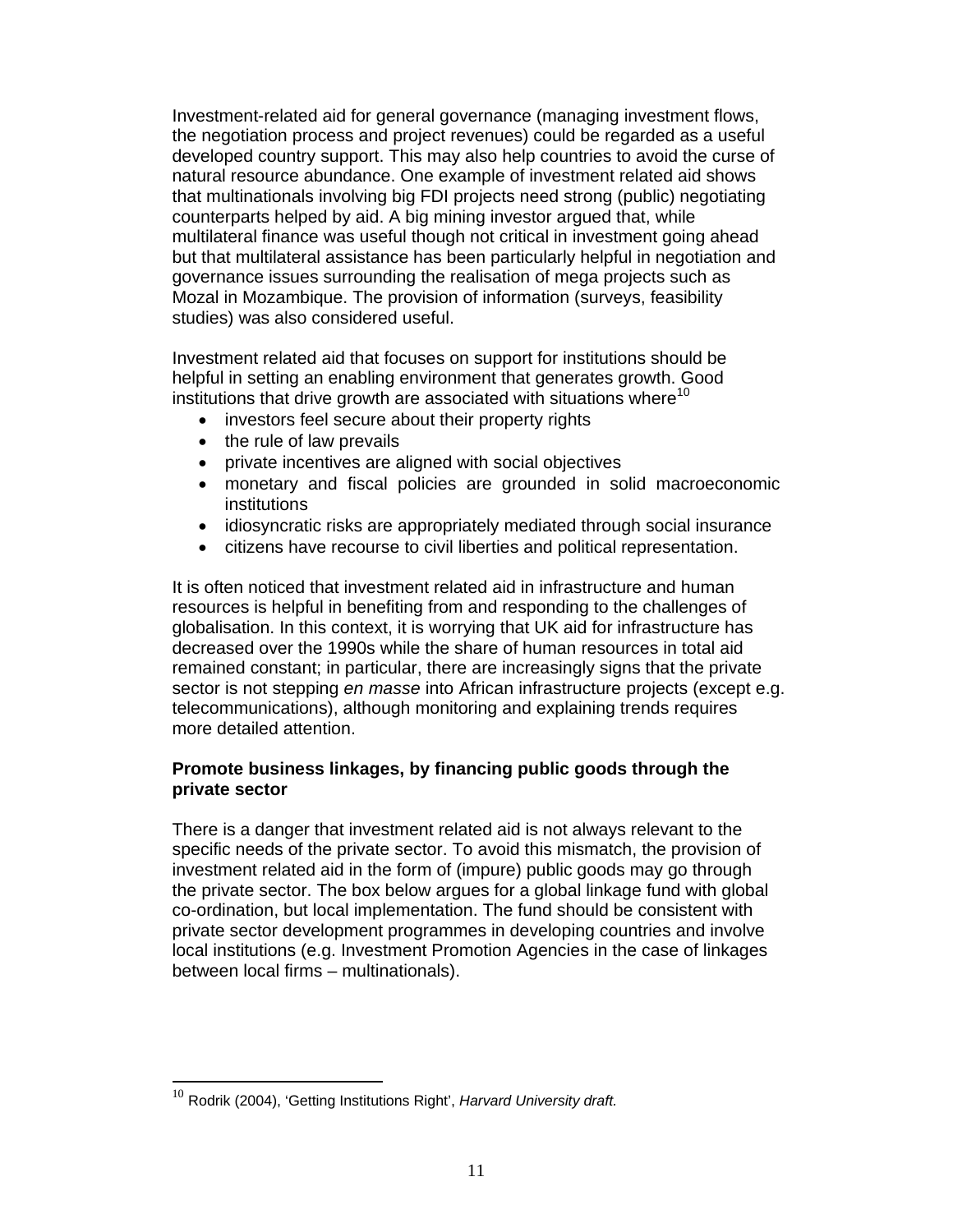Investment-related aid for general governance (managing investment flows, the negotiation process and project revenues) could be regarded as a useful developed country support. This may also help countries to avoid the curse of natural resource abundance. One example of investment related aid shows that multinationals involving big FDI projects need strong (public) negotiating counterparts helped by aid. A big mining investor argued that, while multilateral finance was useful though not critical in investment going ahead but that multilateral assistance has been particularly helpful in negotiation and governance issues surrounding the realisation of mega projects such as Mozal in Mozambique. The provision of information (surveys, feasibility studies) was also considered useful.

Investment related aid that focuses on support for institutions should be helpful in setting an enabling environment that generates growth. Good institutions that drive growth are associated with situations where[10]

- investors feel secure about their property rights
- the rule of law prevails
- private incentives are aligned with social objectives
- monetary and fiscal policies are grounded in solid macroeconomic institutions
- idiosyncratic risks are appropriately mediated through social insurance
- citizens have recourse to civil liberties and political representation.

It is often noticed that investment related aid in infrastructure and human resources is helpful in benefiting from and responding to the challenges of globalisation. In this context, it is worrying that UK aid for infrastructure has decreased over the 1990s while the share of human resources in total aid remained constant; in particular, there are increasingly signs that the private sector is not stepping *en masse* into African infrastructure projects (except e.g. telecommunications), although monitoring and explaining trends requires more detailed attention.

**Promote business linkages, by financing public goods through the private sector**

There is a danger that investment related aid is not always relevant to the specific needs of the private sector. To avoid this mismatch, the provision of investment related aid in the form of (impure) public goods may go through the private sector. The box below argues for a global linkage fund with global co-ordination, but local implementation. The fund should be consistent with private sector development programmes in developing countries and involve local institutions (e.g. Investment Promotion Agencies in the case of linkages between local firms – multinationals).

[10] Rodrik (2004), 'Getting Institutions Right', *Harvard University draft.*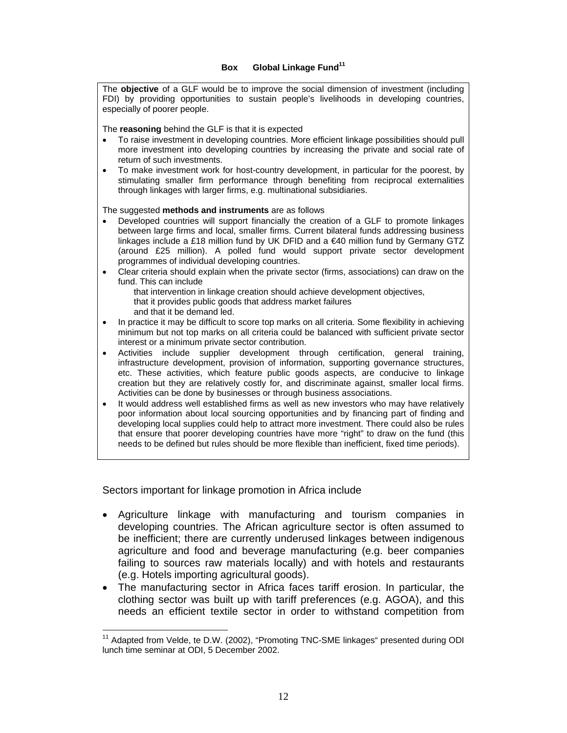**Box Global Linkage Fund**[11]

The **objective** of a GLF would be to improve the social dimension of investment (including FDI) by providing opportunities to sustain people's livelihoods in developing countries, especially of poorer people.

The **reasoning** behind the GLF is that it is expected

- To raise investment in developing countries. More efficient linkage possibilities should pull more investment into developing countries by increasing the private and social rate of return of such investments.
- To make investment work for host-country development, in particular for the poorest, by stimulating smaller firm performance through benefiting from reciprocal externalities through linkages with larger firms, e.g. multinational subsidiaries.

The suggested **methods and instruments** are as follows

- Developed countries will support financially the creation of a GLF to promote linkages between large firms and local, smaller firms. Current bilateral funds addressing business linkages include a £18 million fund by UK DFID and a €40 million fund by Germany GTZ (around £25 million). A polled fund would support private sector development programmes of individual developing countries.
- Clear criteria should explain when the private sector (firms, associations) can draw on the fund. This can include
  - that intervention in linkage creation should achieve development objectives,
  - that it provides public goods that address market failures
  - and that it be demand led.
- In practice it may be difficult to score top marks on all criteria. Some flexibility in achieving minimum but not top marks on all criteria could be balanced with sufficient private sector interest or a minimum private sector contribution.
- Activities include supplier development through certification, general training, infrastructure development, provision of information, supporting governance structures, etc. These activities, which feature public goods aspects, are conducive to linkage creation but they are relatively costly for, and discriminate against, smaller local firms. Activities can be done by businesses or through business associations.
- It would address well established firms as well as new investors who may have relatively poor information about local sourcing opportunities and by financing part of finding and developing local supplies could help to attract more investment. There could also be rules that ensure that poorer developing countries have more "right" to draw on the fund (this needs to be defined but rules should be more flexible than inefficient, fixed time periods).

Sectors important for linkage promotion in Africa include

- Agriculture linkage with manufacturing and tourism companies in developing countries. The African agriculture sector is often assumed to be inefficient; there are currently underused linkages between indigenous agriculture and food and beverage manufacturing (e.g. beer companies failing to sources raw materials locally) and with hotels and restaurants (e.g. Hotels importing agricultural goods).
- The manufacturing sector in Africa faces tariff erosion. In particular, the clothing sector was built up with tariff preferences (e.g. AGOA), and this needs an efficient textile sector in order to withstand competition from

[11] Adapted from Velde, te D.W. (2002), "Promoting TNC-SME linkages" presented during ODI lunch time seminar at ODI, 5 December 2002.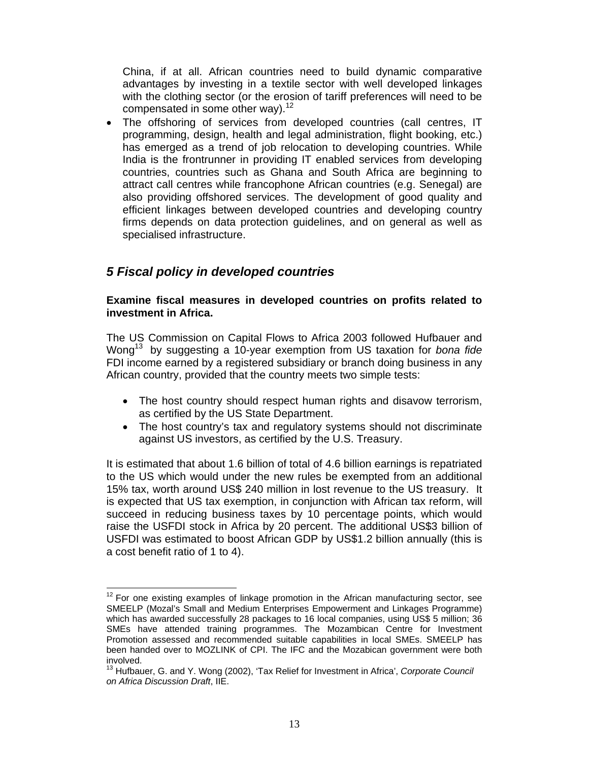China, if at all. African countries need to build dynamic comparative advantages by investing in a textile sector with well developed linkages with the clothing sector (or the erosion of tariff preferences will need to be compensated in some other way).[12]

- The offshoring of services from developed countries (call centres, IT programming, design, health and legal administration, flight booking, etc.) has emerged as a trend of job relocation to developing countries. While India is the frontrunner in providing IT enabled services from developing countries, countries such as Ghana and South Africa are beginning to attract call centres while francophone African countries (e.g. Senegal) are also providing offshored services. The development of good quality and efficient linkages between developed countries and developing country firms depends on data protection guidelines, and on general as well as specialised infrastructure.

## *5 Fiscal policy in developed countries*

**Examine fiscal measures in developed countries on profits related to investment in Africa.**

The US Commission on Capital Flows to Africa 2003 followed Hufbauer and Wong[13] by suggesting a 10-year exemption from US taxation for *bona fide* FDI income earned by a registered subsidiary or branch doing business in any African country, provided that the country meets two simple tests:

- The host country should respect human rights and disavow terrorism, as certified by the US State Department.
- The host country's tax and regulatory systems should not discriminate against US investors, as certified by the U.S. Treasury.

It is estimated that about 1.6 billion of total of 4.6 billion earnings is repatriated to the US which would under the new rules be exempted from an additional 15% tax, worth around US$ 240 million in lost revenue to the US treasury. It is expected that US tax exemption, in conjunction with African tax reform, will succeed in reducing business taxes by 10 percentage points, which would raise the USFDI stock in Africa by 20 percent. The additional US$3 billion of USFDI was estimated to boost African GDP by US$1.2 billion annually (this is a cost benefit ratio of 1 to 4).

---

[12] For one existing examples of linkage promotion in the African manufacturing sector, see SMEELP (Mozal's Small and Medium Enterprises Empowerment and Linkages Programme) which has awarded successfully 28 packages to 16 local companies, using US$ 5 million; 36 SMEs have attended training programmes. The Mozambican Centre for Investment Promotion assessed and recommended suitable capabilities in local SMEs. SMEELP has been handed over to MOZLINK of CPI. The IFC and the Mozabican government were both involved.

[13] Hufbauer, G. and Y. Wong (2002), 'Tax Relief for Investment in Africa', *Corporate Council on Africa Discussion Draft*, IIE.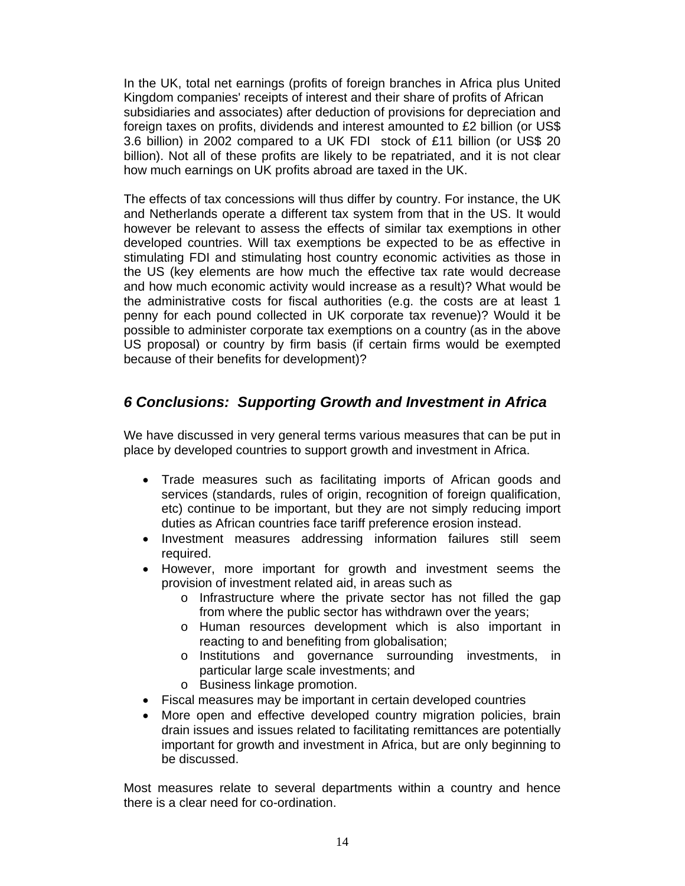In the UK, total net earnings (profits of foreign branches in Africa plus United Kingdom companies' receipts of interest and their share of profits of African subsidiaries and associates) after deduction of provisions for depreciation and foreign taxes on profits, dividends and interest amounted to £2 billion (or US$ 3.6 billion) in 2002 compared to a UK FDI stock of £11 billion (or US$ 20 billion). Not all of these profits are likely to be repatriated, and it is not clear how much earnings on UK profits abroad are taxed in the UK.

The effects of tax concessions will thus differ by country. For instance, the UK and Netherlands operate a different tax system from that in the US. It would however be relevant to assess the effects of similar tax exemptions in other developed countries. Will tax exemptions be expected to be as effective in stimulating FDI and stimulating host country economic activities as those in the US (key elements are how much the effective tax rate would decrease and how much economic activity would increase as a result)? What would be the administrative costs for fiscal authorities (e.g. the costs are at least 1 penny for each pound collected in UK corporate tax revenue)? Would it be possible to administer corporate tax exemptions on a country (as in the above US proposal) or country by firm basis (if certain firms would be exempted because of their benefits for development)?

## *6 Conclusions: Supporting Growth and Investment in Africa*

We have discussed in very general terms various measures that can be put in place by developed countries to support growth and investment in Africa.

- Trade measures such as facilitating imports of African goods and services (standards, rules of origin, recognition of foreign qualification, etc) continue to be important, but they are not simply reducing import duties as African countries face tariff preference erosion instead.
- Investment measures addressing information failures still seem required.
- However, more important for growth and investment seems the provision of investment related aid, in areas such as
  - Infrastructure where the private sector has not filled the gap from where the public sector has withdrawn over the years;
  - Human resources development which is also important in reacting to and benefiting from globalisation;
  - Institutions and governance surrounding investments, in particular large scale investments; and
  - Business linkage promotion.
- Fiscal measures may be important in certain developed countries
- More open and effective developed country migration policies, brain drain issues and issues related to facilitating remittances are potentially important for growth and investment in Africa, but are only beginning to be discussed.

Most measures relate to several departments within a country and hence there is a clear need for co-ordination.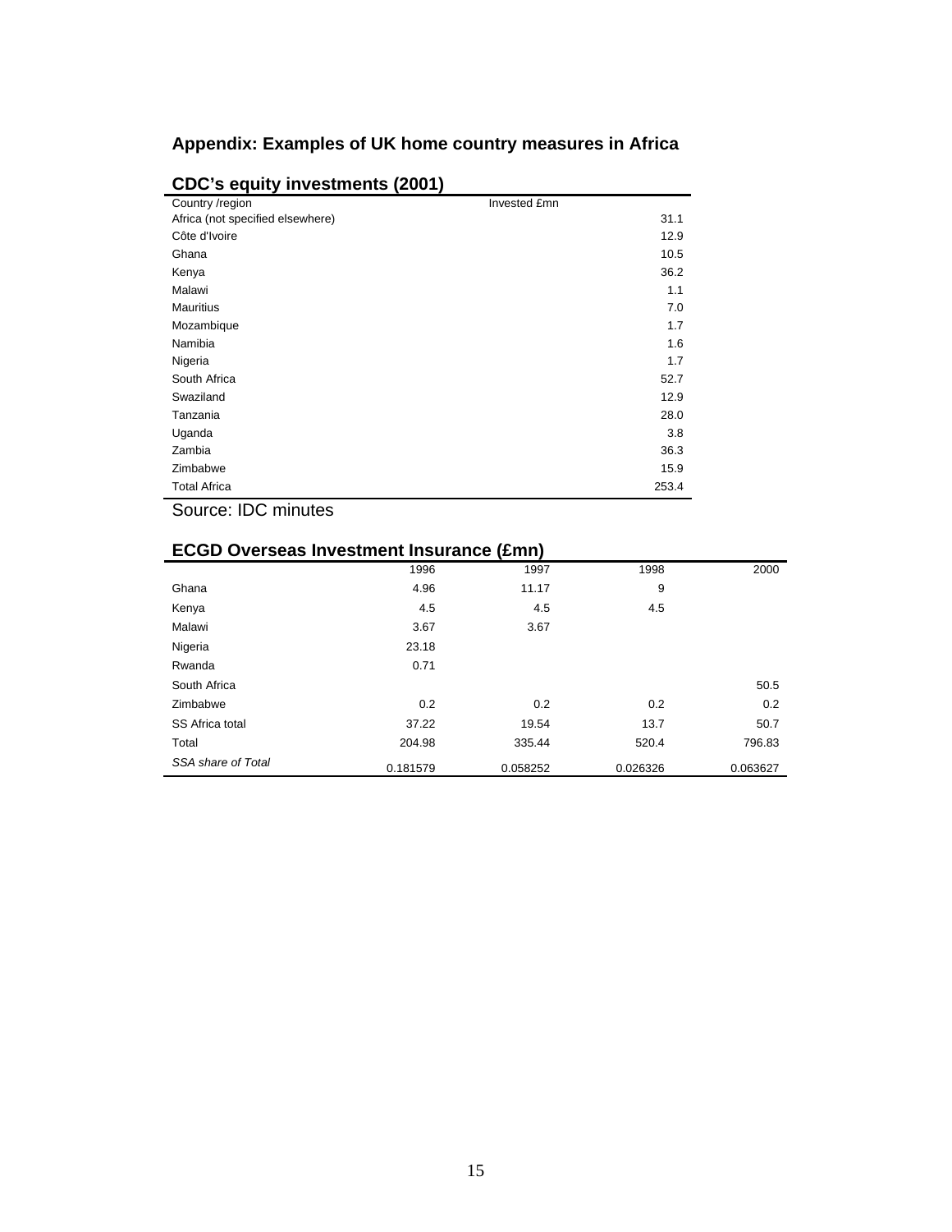## Appendix: Examples of UK home country measures in Africa

### CDC's equity investments (2001)

| Country /region | Invested £mn |
|---|---|
| Africa (not specified elsewhere) | 31.1 |
| Côte d'Ivoire | 12.9 |
| Ghana | 10.5 |
| Kenya | 36.2 |
| Malawi | 1.1 |
| Mauritius | 7.0 |
| Mozambique | 1.7 |
| Namibia | 1.6 |
| Nigeria | 1.7 |
| South Africa | 52.7 |
| Swaziland | 12.9 |
| Tanzania | 28.0 |
| Uganda | 3.8 |
| Zambia | 36.3 |
| Zimbabwe | 15.9 |
| Total Africa | 253.4 |

Source: IDC minutes

### ECGD Overseas Investment Insurance (£mn)

| | 1996 | 1997 | 1998 | 2000 |
|---|---|---|---|---|
| Ghana | 4.96 | 11.17 | 9 | |
| Kenya | 4.5 | 4.5 | 4.5 | |
| Malawi | 3.67 | 3.67 | | |
| Nigeria | 23.18 | | | |
| Rwanda | 0.71 | | | |
| South Africa | | | | 50.5 |
| Zimbabwe | 0.2 | 0.2 | 0.2 | 0.2 |
| SS Africa total | 37.22 | 19.54 | 13.7 | 50.7 |
| Total | 204.98 | 335.44 | 520.4 | 796.83 |
| *SSA share of Total* | 0.181579 | 0.058252 | 0.026326 | 0.063627 |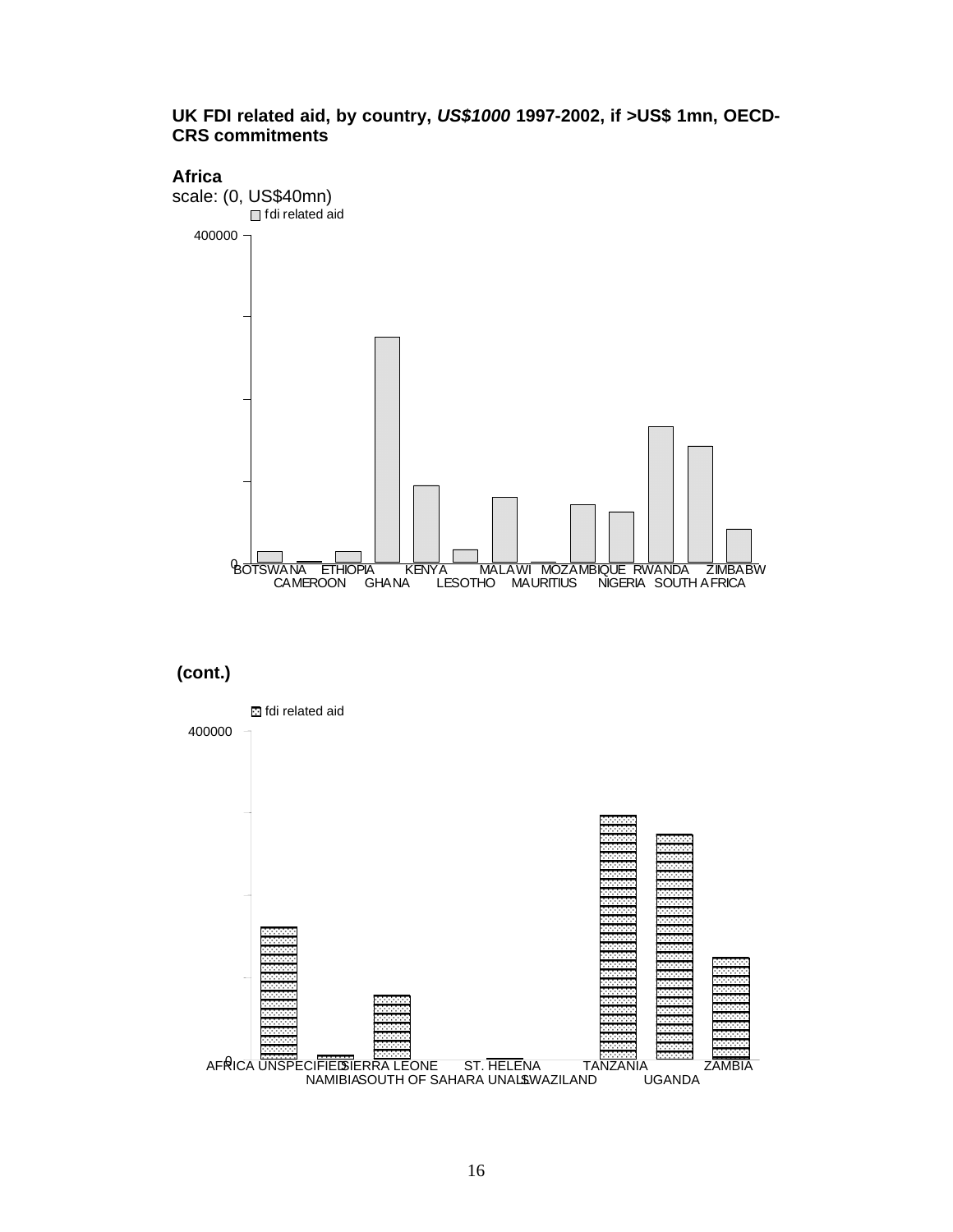**UK FDI related aid, by country, *US$1000* 1997-2002, if >US$ 1mn, OECD-CRS commitments**

**Africa**

scale: (0, US$40mn)

fdi related aid

400000

0

BOTSWANA CAMEROON ETHIOPIA GHANA KENYA LESOTHO MALAWI MAURITIUS MOZAMBIQUE NIGERIA RWANDA SOUTH AFRICA ZIMBABW

**(cont.)**

fdi related aid

400000

0

AFRICA UNSPECIFIED NAMIBIA SIERRA LEONE SOUTH OF SAHARA UNALL ST. HELENA SWAZILAND TANZANIA UGANDA ZAMBIA